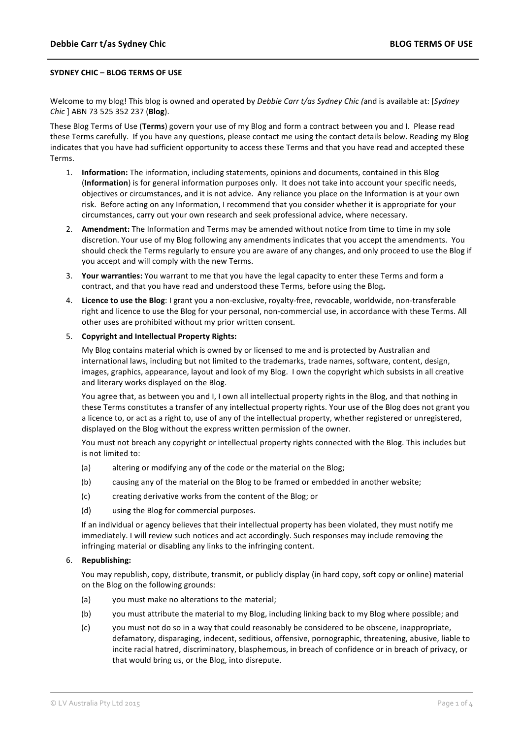**SYDNEY CHIC – BLOG TERMS OF USE**

Welcome to my blog! This blog is owned and operated by *Debbie Carr t/as Sydney Chic (*and is available at: [*Sydney Chic* ] ABN 73 525 352 237 (**Blog**).

These Blog Terms of Use (**Terms**) govern your use of my Blog and form a contract between you and I. Please read these Terms carefully. If you have any questions, please contact me using the contact details below. Reading my Blog indicates that you have had sufficient opportunity to access these Terms and that you have read and accepted these Terms.

1. **Information:** The information, including statements, opinions and documents, contained in this Blog (**Information**) is for general information purposes only. It does not take into account your specific needs, objectives or circumstances, and it is not advice. Any reliance you place on the Information is at your own risk. Before acting on any Information, I recommend that you consider whether it is appropriate for your circumstances, carry out your own research and seek professional advice, where necessary.

2. **Amendment:** The Information and Terms may be amended without notice from time to time in my sole discretion. Your use of my Blog following any amendments indicates that you accept the amendments. You should check the Terms regularly to ensure you are aware of any changes, and only proceed to use the Blog if you accept and will comply with the new Terms.

3. **Your warranties:** You warrant to me that you have the legal capacity to enter these Terms and form a contract, and that you have read and understood these Terms, before using the Blog**.**

4. **Licence to use the Blog**: I grant you a non-exclusive, royalty-free, revocable, worldwide, non-transferable right and licence to use the Blog for your personal, non-commercial use, in accordance with these Terms. All other uses are prohibited without my prior written consent.

5. **Copyright and Intellectual Property Rights:**

   My Blog contains material which is owned by or licensed to me and is protected by Australian and international laws, including but not limited to the trademarks, trade names, software, content, design, images, graphics, appearance, layout and look of my Blog. I own the copyright which subsists in all creative and literary works displayed on the Blog.

   You agree that, as between you and I, I own all intellectual property rights in the Blog, and that nothing in these Terms constitutes a transfer of any intellectual property rights. Your use of the Blog does not grant you a licence to, or act as a right to, use of any of the intellectual property, whether registered or unregistered, displayed on the Blog without the express written permission of the owner.

   You must not breach any copyright or intellectual property rights connected with the Blog. This includes but is not limited to:

   (a) altering or modifying any of the code or the material on the Blog;

   (b) causing any of the material on the Blog to be framed or embedded in another website;

   (c) creating derivative works from the content of the Blog; or

   (d) using the Blog for commercial purposes.

   If an individual or agency believes that their intellectual property has been violated, they must notify me immediately. I will review such notices and act accordingly. Such responses may include removing the infringing material or disabling any links to the infringing content.

6. **Republishing:**

   You may republish, copy, distribute, transmit, or publicly display (in hard copy, soft copy or online) material on the Blog on the following grounds:

   (a) you must make no alterations to the material;

   (b) you must attribute the material to my Blog, including linking back to my Blog where possible; and

   (c) you must not do so in a way that could reasonably be considered to be obscene, inappropriate, defamatory, disparaging, indecent, seditious, offensive, pornographic, threatening, abusive, liable to incite racial hatred, discriminatory, blasphemous, in breach of confidence or in breach of privacy, or that would bring us, or the Blog, into disrepute.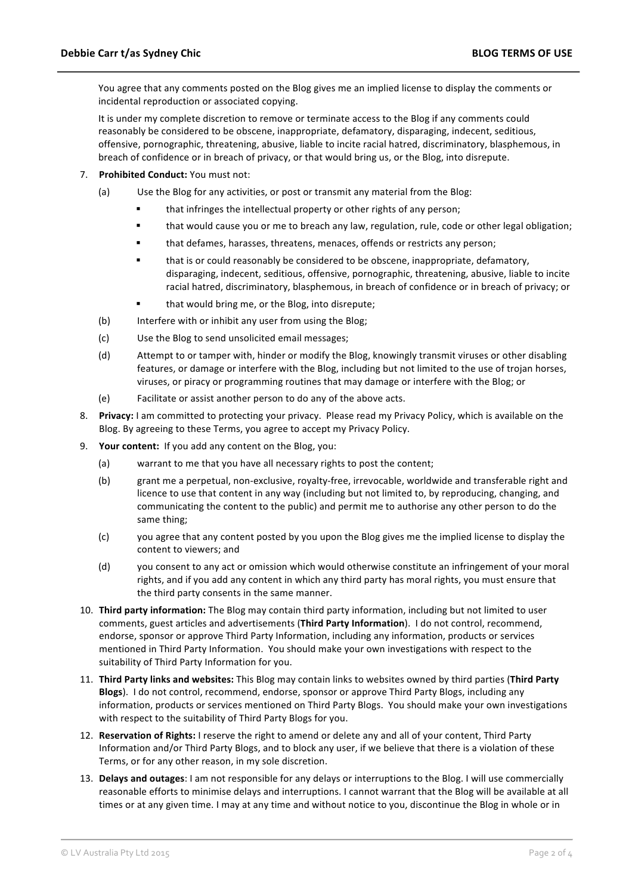You agree that any comments posted on the Blog gives me an implied license to display the comments or incidental reproduction or associated copying.

It is under my complete discretion to remove or terminate access to the Blog if any comments could reasonably be considered to be obscene, inappropriate, defamatory, disparaging, indecent, seditious, offensive, pornographic, threatening, abusive, liable to incite racial hatred, discriminatory, blasphemous, in breach of confidence or in breach of privacy, or that would bring us, or the Blog, into disrepute.

7. **Prohibited Conduct:** You must not:

   (a) Use the Blog for any activities, or post or transmit any material from the Blog:

   - that infringes the intellectual property or other rights of any person;
   - that would cause you or me to breach any law, regulation, rule, code or other legal obligation;
   - that defames, harasses, threatens, menaces, offends or restricts any person;
   - that is or could reasonably be considered to be obscene, inappropriate, defamatory, disparaging, indecent, seditious, offensive, pornographic, threatening, abusive, liable to incite racial hatred, discriminatory, blasphemous, in breach of confidence or in breach of privacy; or
   - that would bring me, or the Blog, into disrepute;

   (b) Interfere with or inhibit any user from using the Blog;

   (c) Use the Blog to send unsolicited email messages;

   (d) Attempt to or tamper with, hinder or modify the Blog, knowingly transmit viruses or other disabling features, or damage or interfere with the Blog, including but not limited to the use of trojan horses, viruses, or piracy or programming routines that may damage or interfere with the Blog; or

   (e) Facilitate or assist another person to do any of the above acts.

8. **Privacy:** I am committed to protecting your privacy. Please read my Privacy Policy, which is available on the Blog. By agreeing to these Terms, you agree to accept my Privacy Policy.

9. **Your content:** If you add any content on the Blog, you:

   (a) warrant to me that you have all necessary rights to post the content;

   (b) grant me a perpetual, non-exclusive, royalty-free, irrevocable, worldwide and transferable right and licence to use that content in any way (including but not limited to, by reproducing, changing, and communicating the content to the public) and permit me to authorise any other person to do the same thing;

   (c) you agree that any content posted by you upon the Blog gives me the implied license to display the content to viewers; and

   (d) you consent to any act or omission which would otherwise constitute an infringement of your moral rights, and if you add any content in which any third party has moral rights, you must ensure that the third party consents in the same manner.

10. **Third party information:** The Blog may contain third party information, including but not limited to user comments, guest articles and advertisements (**Third Party Information**). I do not control, recommend, endorse, sponsor or approve Third Party Information, including any information, products or services mentioned in Third Party Information. You should make your own investigations with respect to the suitability of Third Party Information for you.

11. **Third Party links and websites:** This Blog may contain links to websites owned by third parties (**Third Party Blogs**). I do not control, recommend, endorse, sponsor or approve Third Party Blogs, including any information, products or services mentioned on Third Party Blogs. You should make your own investigations with respect to the suitability of Third Party Blogs for you.

12. **Reservation of Rights:** I reserve the right to amend or delete any and all of your content, Third Party Information and/or Third Party Blogs, and to block any user, if we believe that there is a violation of these Terms, or for any other reason, in my sole discretion.

13. **Delays and outages**: I am not responsible for any delays or interruptions to the Blog. I will use commercially reasonable efforts to minimise delays and interruptions. I cannot warrant that the Blog will be available at all times or at any given time. I may at any time and without notice to you, discontinue the Blog in whole or in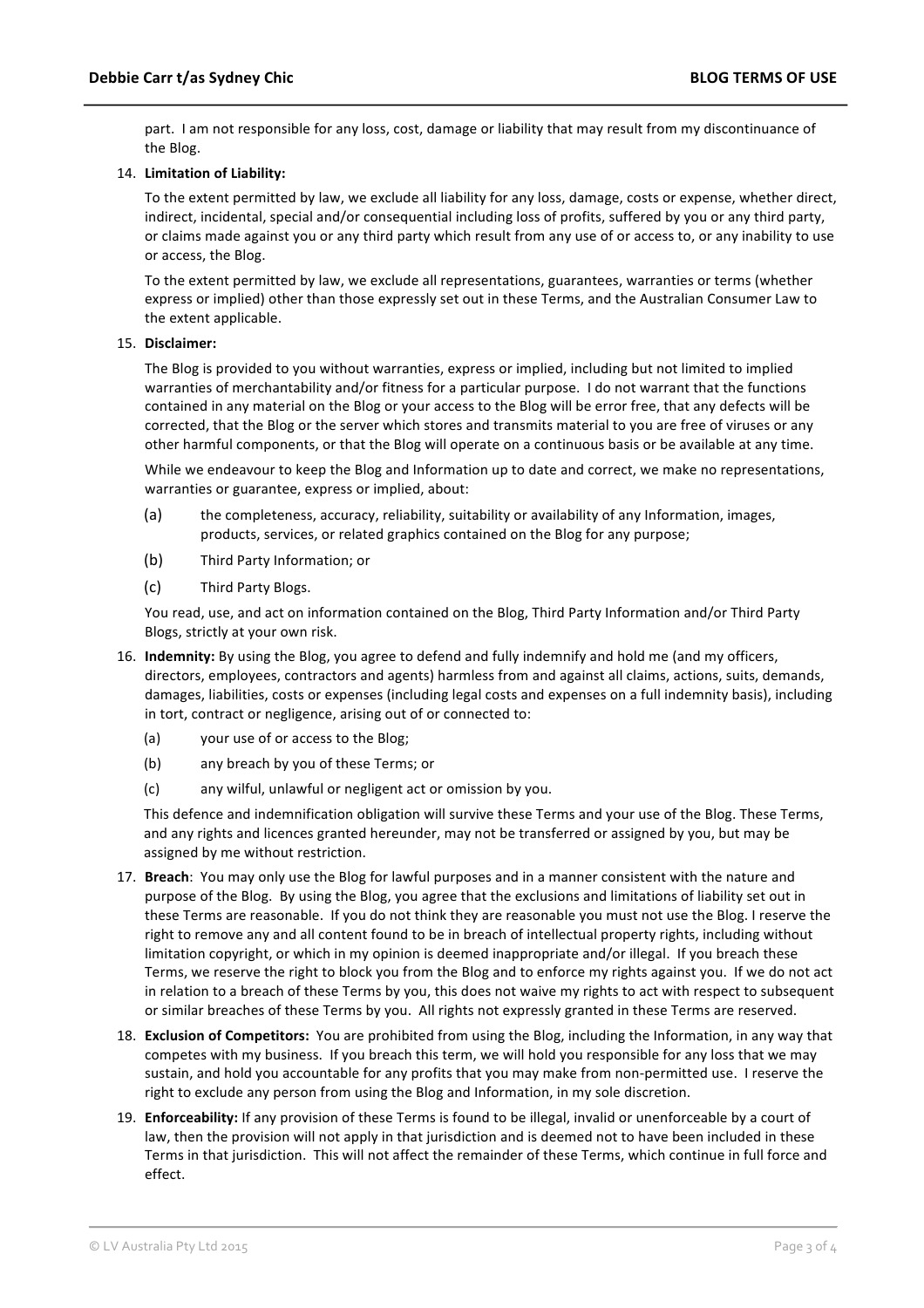part. I am not responsible for any loss, cost, damage or liability that may result from my discontinuance of the Blog.

14. **Limitation of Liability:**

    To the extent permitted by law, we exclude all liability for any loss, damage, costs or expense, whether direct, indirect, incidental, special and/or consequential including loss of profits, suffered by you or any third party, or claims made against you or any third party which result from any use of or access to, or any inability to use or access, the Blog.

    To the extent permitted by law, we exclude all representations, guarantees, warranties or terms (whether express or implied) other than those expressly set out in these Terms, and the Australian Consumer Law to the extent applicable.

15. **Disclaimer:**

    The Blog is provided to you without warranties, express or implied, including but not limited to implied warranties of merchantability and/or fitness for a particular purpose. I do not warrant that the functions contained in any material on the Blog or your access to the Blog will be error free, that any defects will be corrected, that the Blog or the server which stores and transmits material to you are free of viruses or any other harmful components, or that the Blog will operate on a continuous basis or be available at any time.

    While we endeavour to keep the Blog and Information up to date and correct, we make no representations, warranties or guarantee, express or implied, about:

    (a) the completeness, accuracy, reliability, suitability or availability of any Information, images, products, services, or related graphics contained on the Blog for any purpose;

    (b) Third Party Information; or

    (c) Third Party Blogs.

    You read, use, and act on information contained on the Blog, Third Party Information and/or Third Party Blogs, strictly at your own risk.

16. **Indemnity:** By using the Blog, you agree to defend and fully indemnify and hold me (and my officers, directors, employees, contractors and agents) harmless from and against all claims, actions, suits, demands, damages, liabilities, costs or expenses (including legal costs and expenses on a full indemnity basis), including in tort, contract or negligence, arising out of or connected to:

    (a) your use of or access to the Blog;

    (b) any breach by you of these Terms; or

    (c) any wilful, unlawful or negligent act or omission by you.

    This defence and indemnification obligation will survive these Terms and your use of the Blog. These Terms, and any rights and licences granted hereunder, may not be transferred or assigned by you, but may be assigned by me without restriction.

17. **Breach**: You may only use the Blog for lawful purposes and in a manner consistent with the nature and purpose of the Blog. By using the Blog, you agree that the exclusions and limitations of liability set out in these Terms are reasonable. If you do not think they are reasonable you must not use the Blog. I reserve the right to remove any and all content found to be in breach of intellectual property rights, including without limitation copyright, or which in my opinion is deemed inappropriate and/or illegal. If you breach these Terms, we reserve the right to block you from the Blog and to enforce my rights against you. If we do not act in relation to a breach of these Terms by you, this does not waive my rights to act with respect to subsequent or similar breaches of these Terms by you. All rights not expressly granted in these Terms are reserved.

18. **Exclusion of Competitors:** You are prohibited from using the Blog, including the Information, in any way that competes with my business. If you breach this term, we will hold you responsible for any loss that we may sustain, and hold you accountable for any profits that you may make from non-permitted use. I reserve the right to exclude any person from using the Blog and Information, in my sole discretion.

19. **Enforceability:** If any provision of these Terms is found to be illegal, invalid or unenforceable by a court of law, then the provision will not apply in that jurisdiction and is deemed not to have been included in these Terms in that jurisdiction. This will not affect the remainder of these Terms, which continue in full force and effect.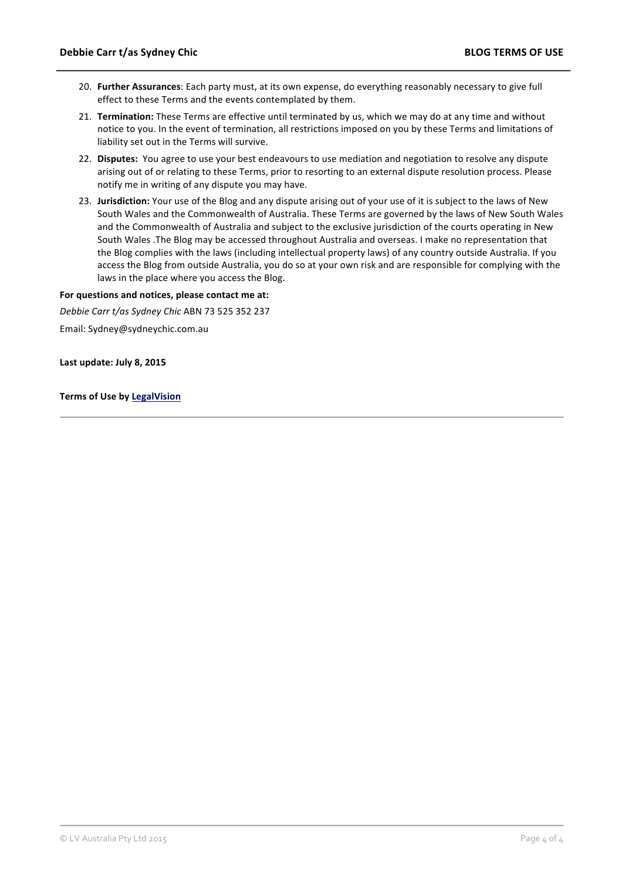20. **Further Assurances**: Each party must, at its own expense, do everything reasonably necessary to give full effect to these Terms and the events contemplated by them.
21. **Termination:** These Terms are effective until terminated by us, which we may do at any time and without notice to you. In the event of termination, all restrictions imposed on you by these Terms and limitations of liability set out in the Terms will survive.
22. **Disputes:** You agree to use your best endeavours to use mediation and negotiation to resolve any dispute arising out of or relating to these Terms, prior to resorting to an external dispute resolution process. Please notify me in writing of any dispute you may have.
23. **Jurisdiction:** Your use of the Blog and any dispute arising out of your use of it is subject to the laws of New South Wales and the Commonwealth of Australia. These Terms are governed by the laws of New South Wales and the Commonwealth of Australia and subject to the exclusive jurisdiction of the courts operating in New South Wales .The Blog may be accessed throughout Australia and overseas. I make no representation that the Blog complies with the laws (including intellectual property laws) of any country outside Australia. If you access the Blog from outside Australia, you do so at your own risk and are responsible for complying with the laws in the place where you access the Blog.

**For questions and notices, please contact me at:**

*Debbie Carr t/as Sydney Chic* ABN 73 525 352 237

Email: Sydney@sydneychic.com.au

**Last update: July 8, 2015**

**Terms of Use by LegalVision**

© LV Australia Pty Ltd 2015